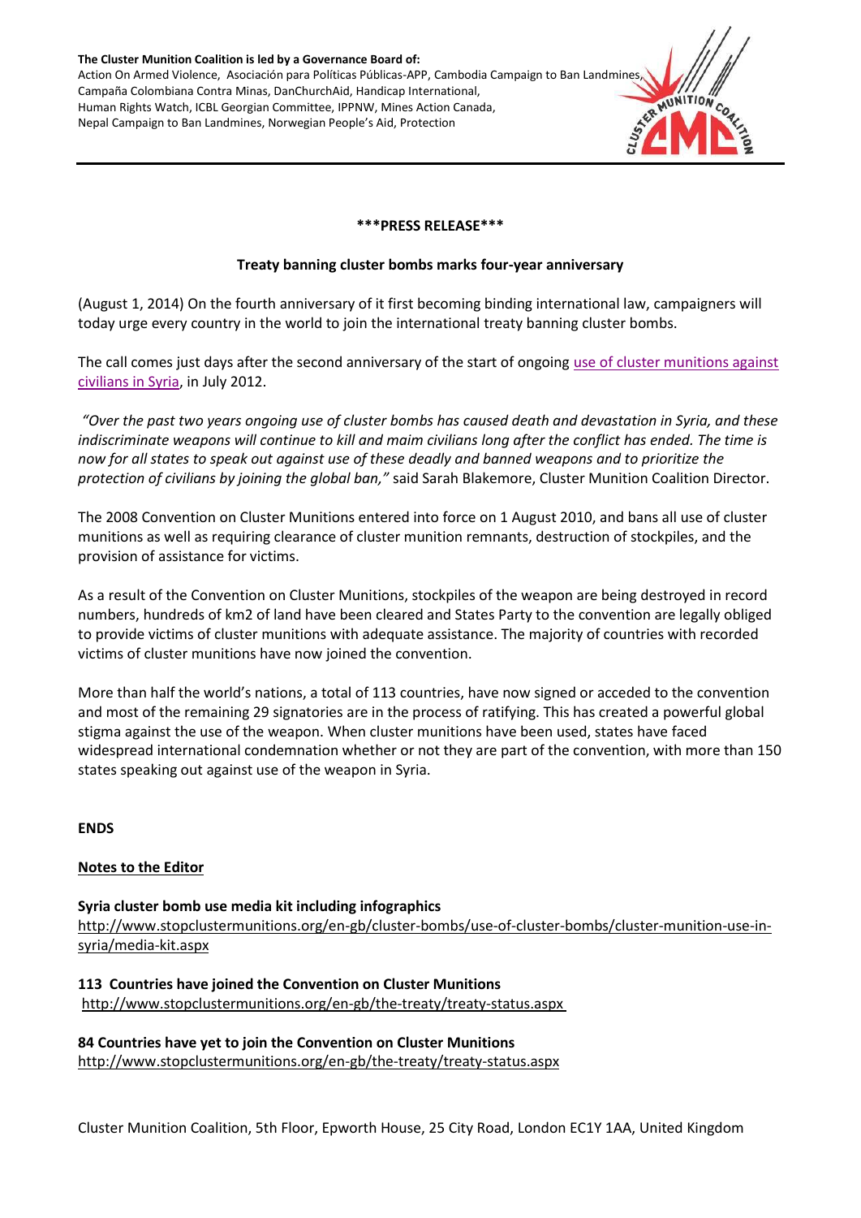**The Cluster Munition Coalition is led by a Governance Board of:**
Action On Armed Violence, Asociación para Políticas Públicas-APP, Cambodia Campaign to Ban Landmines, Campaña Colombiana Contra Minas, DanChurchAid, Handicap International, Human Rights Watch, ICBL Georgian Committee, IPPNW, Mines Action Canada, Nepal Campaign to Ban Landmines, Norwegian People's Aid, Protection

**\*\*\*PRESS RELEASE\*\*\***

**Treaty banning cluster bombs marks four-year anniversary**

(August 1, 2014) On the fourth anniversary of it first becoming binding international law, campaigners will today urge every country in the world to join the international treaty banning cluster bombs.

The call comes just days after the second anniversary of the start of ongoing use of cluster munitions against civilians in Syria, in July 2012.

*"Over the past two years ongoing use of cluster bombs has caused death and devastation in Syria, and these indiscriminate weapons will continue to kill and maim civilians long after the conflict has ended. The time is now for all states to speak out against use of these deadly and banned weapons and to prioritize the protection of civilians by joining the global ban,"* said Sarah Blakemore, Cluster Munition Coalition Director.

The 2008 Convention on Cluster Munitions entered into force on 1 August 2010, and bans all use of cluster munitions as well as requiring clearance of cluster munition remnants, destruction of stockpiles, and the provision of assistance for victims.

As a result of the Convention on Cluster Munitions, stockpiles of the weapon are being destroyed in record numbers, hundreds of km2 of land have been cleared and States Party to the convention are legally obliged to provide victims of cluster munitions with adequate assistance. The majority of countries with recorded victims of cluster munitions have now joined the convention.

More than half the world's nations, a total of 113 countries, have now signed or acceded to the convention and most of the remaining 29 signatories are in the process of ratifying. This has created a powerful global stigma against the use of the weapon. When cluster munitions have been used, states have faced widespread international condemnation whether or not they are part of the convention, with more than 150 states speaking out against use of the weapon in Syria.

**ENDS**

**Notes to the Editor**

**Syria cluster bomb use media kit including infographics**
http://www.stopclustermunitions.org/en-gb/cluster-bombs/use-of-cluster-bombs/cluster-munition-use-in-syria/media-kit.aspx

**113 Countries have joined the Convention on Cluster Munitions**
http://www.stopclustermunitions.org/en-gb/the-treaty/treaty-status.aspx

**84 Countries have yet to join the Convention on Cluster Munitions**
http://www.stopclustermunitions.org/en-gb/the-treaty/treaty-status.aspx

Cluster Munition Coalition, 5th Floor, Epworth House, 25 City Road, London EC1Y 1AA, United Kingdom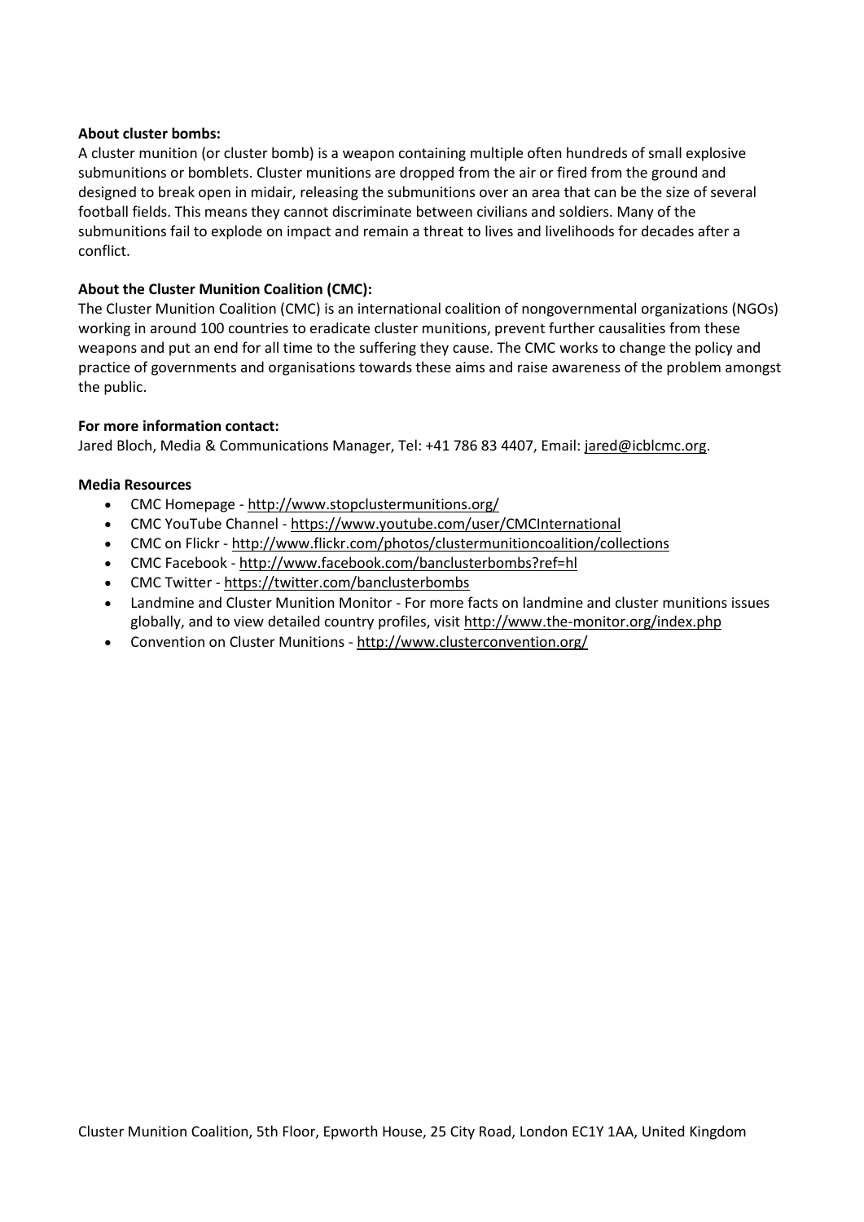**About cluster bombs:**
A cluster munition (or cluster bomb) is a weapon containing multiple often hundreds of small explosive submunitions or bomblets. Cluster munitions are dropped from the air or fired from the ground and designed to break open in midair, releasing the submunitions over an area that can be the size of several football fields. This means they cannot discriminate between civilians and soldiers. Many of the submunitions fail to explode on impact and remain a threat to lives and livelihoods for decades after a conflict.

**About the Cluster Munition Coalition (CMC):**
The Cluster Munition Coalition (CMC) is an international coalition of nongovernmental organizations (NGOs) working in around 100 countries to eradicate cluster munitions, prevent further causalities from these weapons and put an end for all time to the suffering they cause. The CMC works to change the policy and practice of governments and organisations towards these aims and raise awareness of the problem amongst the public.

**For more information contact:**
Jared Bloch, Media & Communications Manager, Tel: +41 786 83 4407, Email: jared@icblcmc.org.

**Media Resources**

- CMC Homepage - http://www.stopclustermunitions.org/
- CMC YouTube Channel - https://www.youtube.com/user/CMCInternational
- CMC on Flickr - http://www.flickr.com/photos/clustermunitioncoalition/collections
- CMC Facebook - http://www.facebook.com/banclusterbombs?ref=hl
- CMC Twitter - https://twitter.com/banclusterbombs
- Landmine and Cluster Munition Monitor - For more facts on landmine and cluster munitions issues globally, and to view detailed country profiles, visit http://www.the-monitor.org/index.php
- Convention on Cluster Munitions - http://www.clusterconvention.org/

Cluster Munition Coalition, 5th Floor, Epworth House, 25 City Road, London EC1Y 1AA, United Kingdom